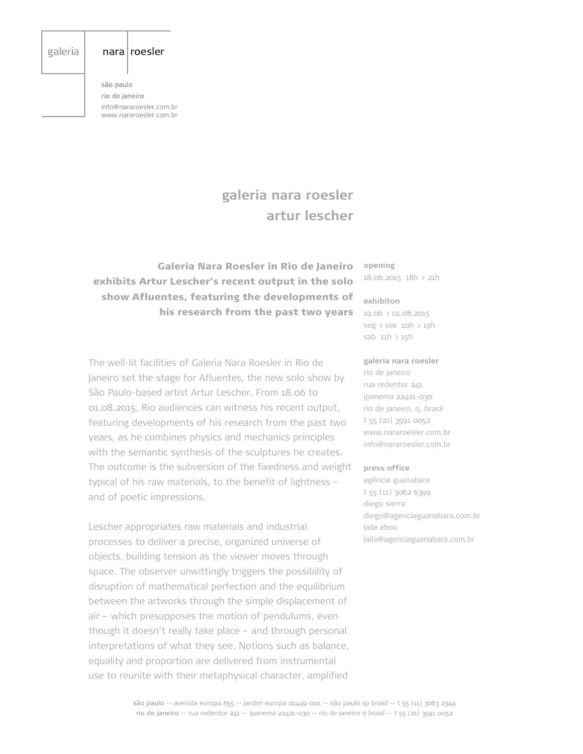galeria nara roesler

são paulo
rio de janeiro
info@nararoesler.com.br
www.nararoesler.com.br

# galeria nara roesler
# artur lescher

**Galeria Nara Roesler in Rio de Janeiro exhibits Artur Lescher's recent output in the solo show Afluentes, featuring the developments of his research from the past two years**

**opening**
18.06.2015 18h > 21h

**exhibiton**
19.06 > 01.08.2015
seg > sex 10h > 19h
sáb 11h > 15h

**galeria nara roesler**
rio de janeiro
rua redentor 241
ipanema 22421-030
rio de janeiro, rj, brasil
t 55 (21) 3591 0052
www.nararoesler.com.br
info@nararoesler.com.br

**press office**
agência guanabara
t 55 (11) 3062 6399
diego sierra
diego@agenciaguanabara.com.br
laila abou
laila@agenciaguanabara.com.br

The well-lit facilities of Galeria Nara Roesler in Rio de Janeiro set the stage for Afluentes, the new solo show by São Paulo-based artist Artur Lescher. From 18.06 to 01.08.2015, Rio audiences can witness his recent output, featuring developments of his research from the past two years, as he combines physics and mechanics principles with the semantic synthesis of the sculptures he creates. The outcome is the subversion of the fixedness and weight typical of his raw materials, to the benefit of lightness – and of poetic impressions.

Lescher appropriates raw materials and industrial processes to deliver a precise, organized universe of objects, building tension as the viewer moves through space. The observer unwittingly triggers the possibility of disruption of mathematical perfection and the equilibrium between the artworks through the simple displacement of air – which presupposes the motion of pendulums, even though it doesn't really take place – and through personal interpretations of what they see. Notions such as balance, equality and proportion are delivered from instrumental use to reunite with their metaphysical character, amplified

são paulo -- avenida europa 655 -- jardim europa 01449-001 -- são paulo sp brasil -- t 55 (11) 3063 2344
rio de janeiro -- rua redentor 241 -- ipanema 22421-030 -- rio de janeiro rj brasil -- t 55 (21) 3591 0052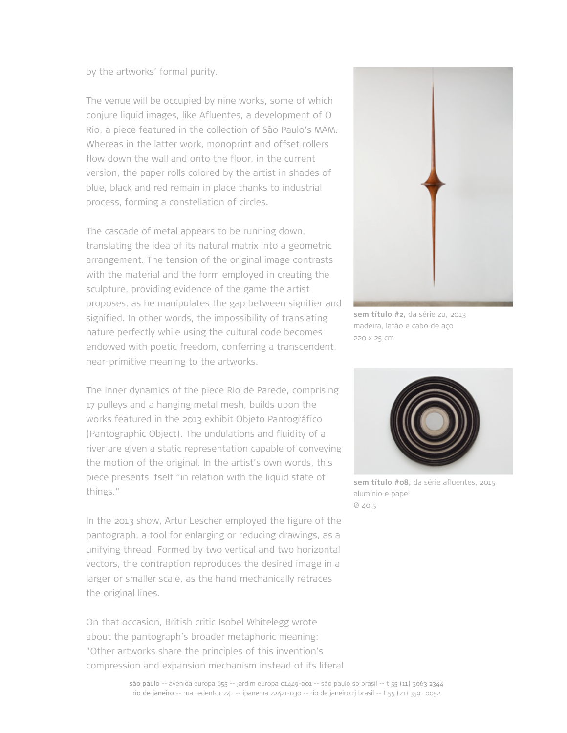by the artworks' formal purity.

The venue will be occupied by nine works, some of which conjure liquid images, like Afluentes, a development of O Rio, a piece featured in the collection of São Paulo's MAM. Whereas in the latter work, monoprint and offset rollers flow down the wall and onto the floor, in the current version, the paper rolls colored by the artist in shades of blue, black and red remain in place thanks to industrial process, forming a constellation of circles.

The cascade of metal appears to be running down, translating the idea of its natural matrix into a geometric arrangement. The tension of the original image contrasts with the material and the form employed in creating the sculpture, providing evidence of the game the artist proposes, as he manipulates the gap between signifier and signified. In other words, the impossibility of translating nature perfectly while using the cultural code becomes endowed with poetic freedom, conferring a transcendent, near-primitive meaning to the artworks.

The inner dynamics of the piece Rio de Parede, comprising 17 pulleys and a hanging metal mesh, builds upon the works featured in the 2013 exhibit Objeto Pantográfico (Pantographic Object). The undulations and fluidity of a river are given a static representation capable of conveying the motion of the original. In the artist's own words, this piece presents itself "in relation with the liquid state of things."

In the 2013 show, Artur Lescher employed the figure of the pantograph, a tool for enlarging or reducing drawings, as a unifying thread. Formed by two vertical and two horizontal vectors, the contraption reproduces the desired image in a larger or smaller scale, as the hand mechanically retraces the original lines.

On that occasion, British critic Isobel Whitelegg wrote about the pantograph's broader metaphoric meaning: "Other artworks share the principles of this invention's compression and expansion mechanism instead of its literal

**sem título #2,** da série zu, 2013
madeira, latão e cabo de aço
220 x 25 cm

**sem título #08,** da série afluentes, 2015
alumínio e papel
Ø 40,5

são paulo -- avenida europa 655 -- jardim europa 01449-001 -- são paulo sp brasil -- t 55 (11) 3063 2344
rio de janeiro -- rua redentor 241 -- ipanema 22421-030 -- rio de janeiro rj brasil -- t 55 (21) 3591 0052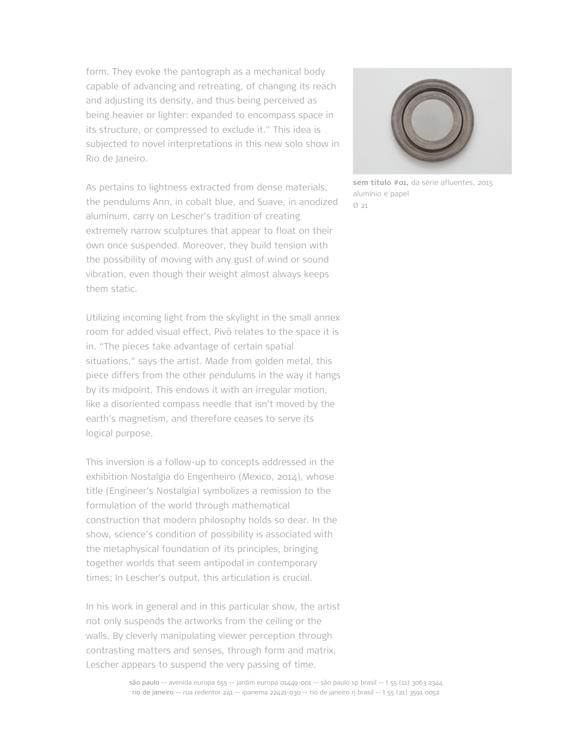form. They evoke the pantograph as a mechanical body capable of advancing and retreating, of changing its reach and adjusting its density, and thus being perceived as being heavier or lighter: expanded to encompass space in its structure, or compressed to exclude it." This idea is subjected to novel interpretations in this new solo show in Rio de Janeiro.

As pertains to lightness extracted from dense materials, the pendulums Ann, in cobalt blue, and Suave, in anodized aluminum, carry on Lescher's tradition of creating extremely narrow sculptures that appear to float on their own once suspended. Moreover, they build tension with the possibility of moving with any gust of wind or sound vibration, even though their weight almost always keeps them static.

Utilizing incoming light from the skylight in the small annex room for added visual effect, Pivô relates to the space it is in. "The pieces take advantage of certain spatial situations," says the artist. Made from golden metal, this piece differs from the other pendulums in the way it hangs by its midpoint. This endows it with an irregular motion, like a disoriented compass needle that isn't moved by the earth's magnetism, and therefore ceases to serve its logical purpose.

This inversion is a follow-up to concepts addressed in the exhibition Nostalgia do Engenheiro (Mexico, 2014), whose title (Engineer's Nostalgia) symbolizes a remission to the formulation of the world through mathematical construction that modern philosophy holds so dear. In the show, science's condition of possibility is associated with the metaphysical foundation of its principles, bringing together worlds that seem antipodal in contemporary times; In Lescher's output, this articulation is crucial.

In his work in general and in this particular show, the artist not only suspends the artworks from the ceiling or the walls. By cleverly manipulating viewer perception through contrasting matters and senses, through form and matrix, Lescher appears to suspend the very passing of time.

**sem título #01,** da série afluentes, 2015
alumínio e papel
Ø 21

**são paulo** -- avenida europa 655 -- jardim europa 01449-001 -- são paulo sp brasil -- t 55 (11) 3063 2344
**rio de janeiro** -- rua redentor 241 -- ipanema 22421-030 -- rio de janeiro rj brasil -- t 55 (21) 3591 0052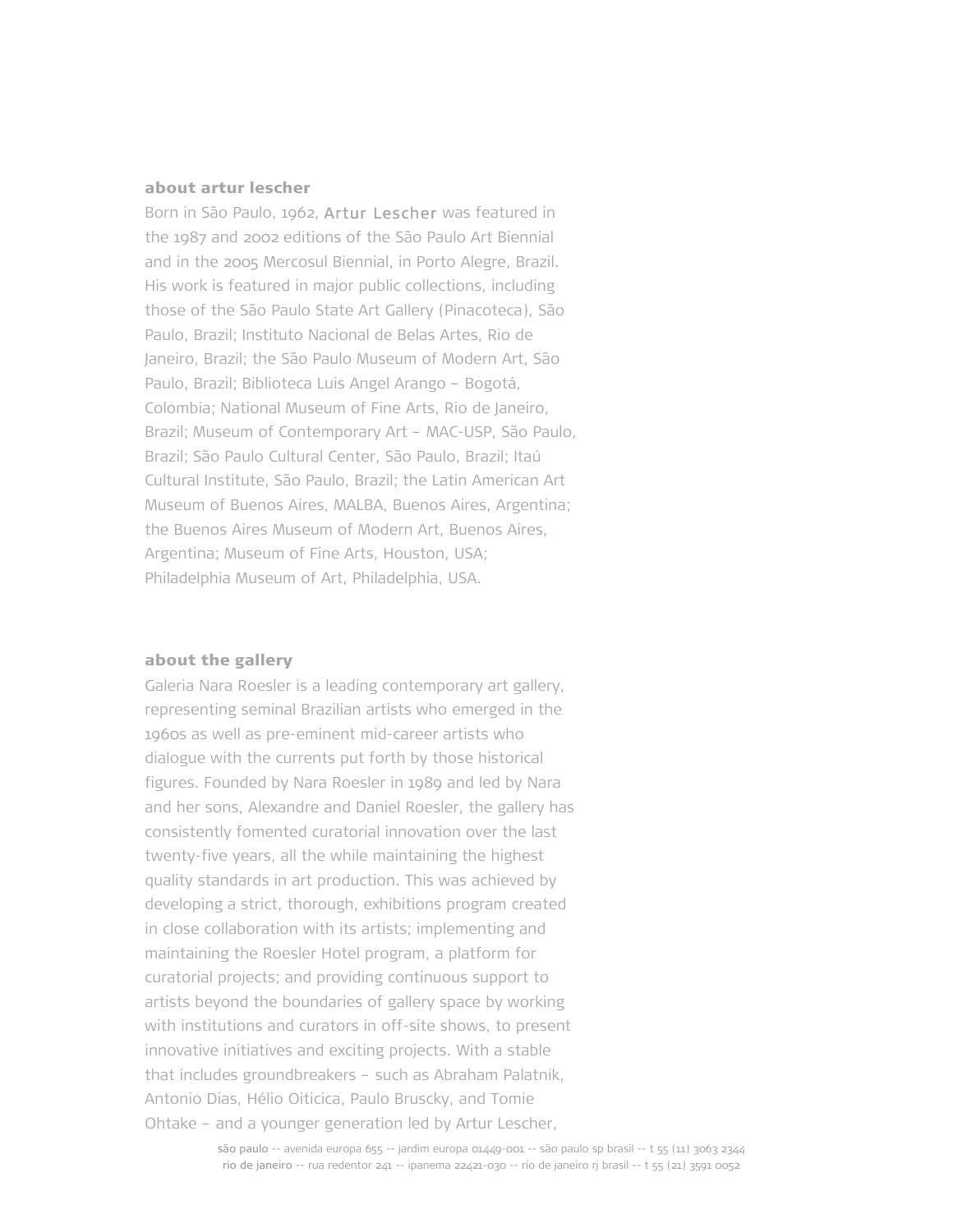## about artur lescher

Born in São Paulo, 1962, Artur Lescher was featured in the 1987 and 2002 editions of the São Paulo Art Biennial and in the 2005 Mercosul Biennial, in Porto Alegre, Brazil. His work is featured in major public collections, including those of the São Paulo State Art Gallery (Pinacoteca), São Paulo, Brazil; Instituto Nacional de Belas Artes, Rio de Janeiro, Brazil; the São Paulo Museum of Modern Art, São Paulo, Brazil; Biblioteca Luis Angel Arango – Bogotá, Colombia; National Museum of Fine Arts, Rio de Janeiro, Brazil; Museum of Contemporary Art – MAC-USP, São Paulo, Brazil; São Paulo Cultural Center, São Paulo, Brazil; Itaú Cultural Institute, São Paulo, Brazil; the Latin American Art Museum of Buenos Aires, MALBA, Buenos Aires, Argentina; the Buenos Aires Museum of Modern Art, Buenos Aires, Argentina; Museum of Fine Arts, Houston, USA; Philadelphia Museum of Art, Philadelphia, USA.

## about the gallery

Galeria Nara Roesler is a leading contemporary art gallery, representing seminal Brazilian artists who emerged in the 1960s as well as pre-eminent mid-career artists who dialogue with the currents put forth by those historical figures. Founded by Nara Roesler in 1989 and led by Nara and her sons, Alexandre and Daniel Roesler, the gallery has consistently fomented curatorial innovation over the last twenty-five years, all the while maintaining the highest quality standards in art production. This was achieved by developing a strict, thorough, exhibitions program created in close collaboration with its artists; implementing and maintaining the Roesler Hotel program, a platform for curatorial projects; and providing continuous support to artists beyond the boundaries of gallery space by working with institutions and curators in off-site shows, to present innovative initiatives and exciting projects. With a stable that includes groundbreakers – such as Abraham Palatnik, Antonio Dias, Hélio Oiticica, Paulo Bruscky, and Tomie Ohtake – and a younger generation led by Artur Lescher,

são paulo -- avenida europa 655 -- jardim europa 01449-001 -- são paulo sp brasil -- t 55 (11) 3063 2344
rio de janeiro -- rua redentor 241 -- ipanema 22421-030 -- rio de janeiro rj brasil -- t 55 (21) 3591 0052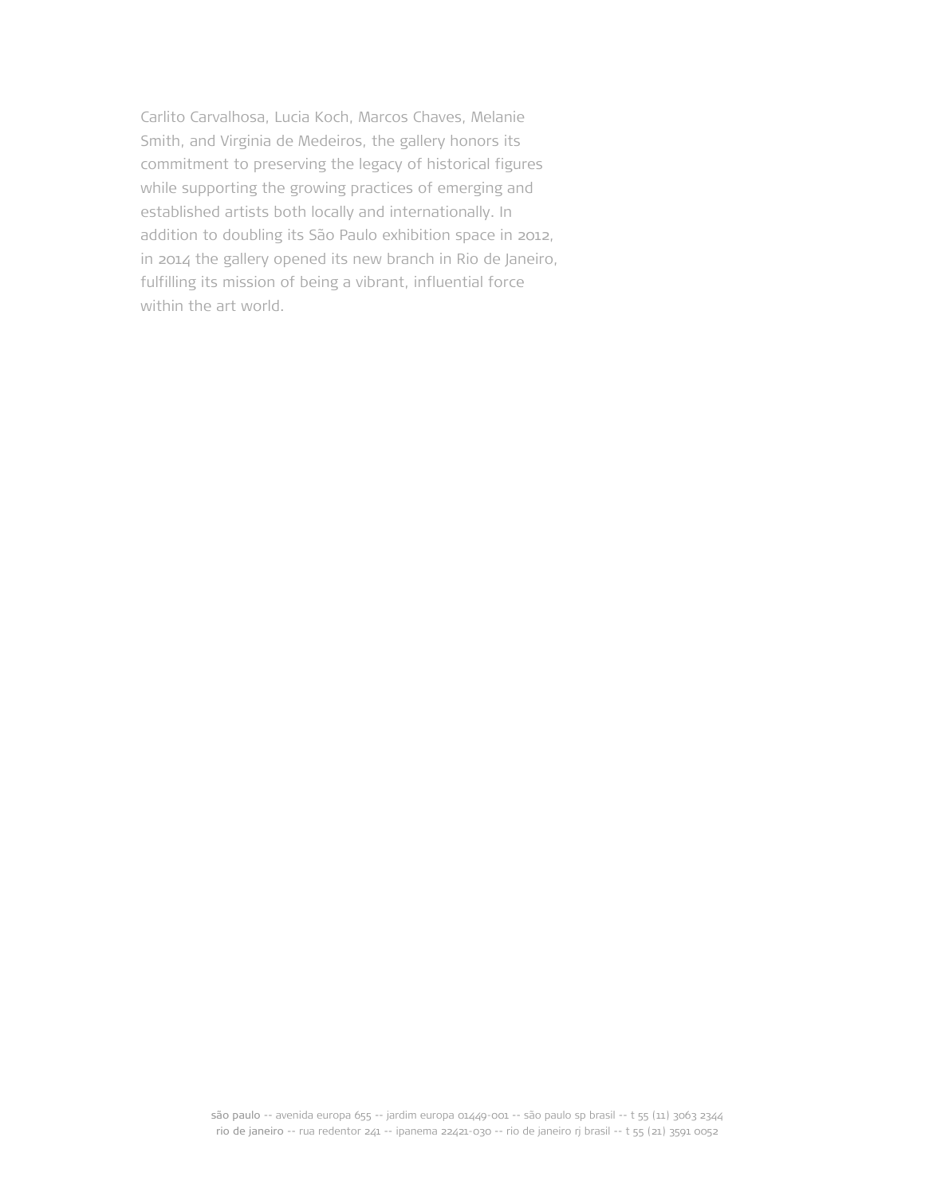Carlito Carvalhosa, Lucia Koch, Marcos Chaves, Melanie Smith, and Virginia de Medeiros, the gallery honors its commitment to preserving the legacy of historical figures while supporting the growing practices of emerging and established artists both locally and internationally. In addition to doubling its São Paulo exhibition space in 2012, in 2014 the gallery opened its new branch in Rio de Janeiro, fulfilling its mission of being a vibrant, influential force within the art world.